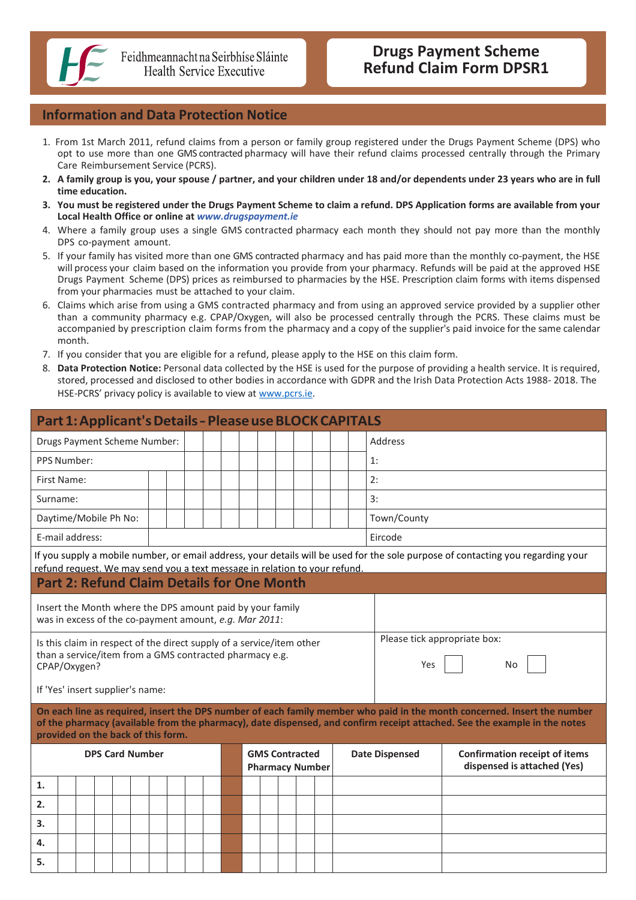Feidhmeannacht na Seirbhíse Sláinte
Health Service Executive

# Drugs Payment Scheme Refund Claim Form DPSR1

## Information and Data Protection Notice

1. From 1st March 2011, refund claims from a person or family group registered under the Drugs Payment Scheme (DPS) who opt to use more than one GMS contracted pharmacy will have their refund claims processed centrally through the Primary Care Reimbursement Service (PCRS).
2. **A family group is you, your spouse / partner, and your children under 18 and/or dependents under 23 years who are in full time education.**
3. **You must be registered under the Drugs Payment Scheme to claim a refund. DPS Application forms are available from your Local Health Office or online at *www.drugspayment.ie***
4. Where a family group uses a single GMS contracted pharmacy each month they should not pay more than the monthly DPS co-payment amount.
5. If your family has visited more than one GMS contracted pharmacy and has paid more than the monthly co-payment, the HSE will process your claim based on the information you provide from your pharmacy. Refunds will be paid at the approved HSE Drugs Payment Scheme (DPS) prices as reimbursed to pharmacies by the HSE. Prescription claim forms with items dispensed from your pharmacies must be attached to your claim.
6. Claims which arise from using a GMS contracted pharmacy and from using an approved service provided by a supplier other than a community pharmacy e.g. CPAP/Oxygen, will also be processed centrally through the PCRS. These claims must be accompanied by prescription claim forms from the pharmacy and a copy of the supplier's paid invoice for the same calendar month.
7. If you consider that you are eligible for a refund, please apply to the HSE on this claim form.
8. **Data Protection Notice:** Personal data collected by the HSE is used for the purpose of providing a health service. It is required, stored, processed and disclosed to other bodies in accordance with GDPR and the Irish Data Protection Acts 1988- 2018. The HSE-PCRS' privacy policy is available to view at www.pcrs.ie.

## Part 1: Applicant's Details - Please use BLOCK CAPITALS

| | | |
|---|---|---|
| Drugs Payment Scheme Number: | | Address |
| PPS Number: | | 1: |
| First Name: | | 2: |
| Surname: | | 3: |
| Daytime/Mobile Ph No: | | Town/County |
| E-mail address: | | Eircode |

If you supply a mobile number, or email address, your details will be used for the sole purpose of contacting you regarding your refund request. We may send you a text message in relation to your refund.

## Part 2: Refund Claim Details for One Month

| | |
|---|---|
| Insert the Month where the DPS amount paid by your family was in excess of the co-payment amount, *e.g. Mar 2011*: | |
| Is this claim in respect of the direct supply of a service/item other than a service/item from a GMS contracted pharmacy e.g. CPAP/Oxygen? If 'Yes' insert supplier's name: | Please tick appropriate box: Yes ☐ No ☐ |

**On each line as required, insert the DPS number of each family member who paid in the month concerned. Insert the number of the pharmacy (available from the pharmacy), date dispensed, and confirm receipt attached. See the example in the notes provided on the back of this form.**

| | DPS Card Number | GMS Contracted Pharmacy Number | Date Dispensed | Confirmation receipt of items dispensed is attached (Yes) |
|---|---|---|---|---|
| 1. | | | | |
| 2. | | | | |
| 3. | | | | |
| 4. | | | | |
| 5. | | | | |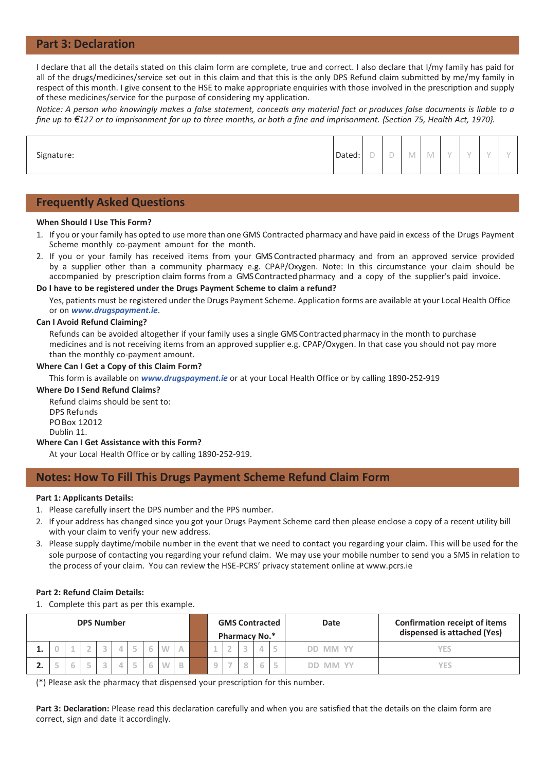## Part 3: Declaration

I declare that all the details stated on this claim form are complete, true and correct. I also declare that I/my family has paid for all of the drugs/medicines/service set out in this claim and that this is the only DPS Refund claim submitted by me/my family in respect of this month. I give consent to the HSE to make appropriate enquiries with those involved in the prescription and supply of these medicines/service for the purpose of considering my application.

*Notice: A person who knowingly makes a false statement, conceals any material fact or produces false documents is liable to a fine up to €127 or to imprisonment for up to three months, or both a fine and imprisonment. {Section 75, Health Act, 1970}.*

| | | | | | | | | | |
|---|---|---|---|---|---|---|---|---|---|
| Signature: | Dated: | D | D | M | M | Y | Y | Y | Y |

## Frequently Asked Questions

**When Should I Use This Form?**

1. If you or your family has opted to use more than one GMS Contracted pharmacy and have paid in excess of the Drugs Payment Scheme monthly co-payment amount for the month.
2. If you or your family has received items from your GMS Contracted pharmacy and from an approved service provided by a supplier other than a community pharmacy e.g. CPAP/Oxygen. Note: In this circumstance your claim should be accompanied by prescription claim forms from a GMS Contracted pharmacy and a copy of the supplier's paid invoice.

**Do I have to be registered under the Drugs Payment Scheme to claim a refund?**

Yes, patients must be registered under the Drugs Payment Scheme. Application forms are available at your Local Health Office or on ***www.drugspayment.ie***.

**Can I Avoid Refund Claiming?**

Refunds can be avoided altogether if your family uses a single GMS Contracted pharmacy in the month to purchase medicines and is not receiving items from an approved supplier e.g. CPAP/Oxygen. In that case you should not pay more than the monthly co-payment amount.

**Where Can I Get a Copy of this Claim Form?**

This form is available on ***www.drugspayment.ie*** or at your Local Health Office or by calling 1890-252-919

**Where Do I Send Refund Claims?**

Refund claims should be sent to:
DPS Refunds
PO Box 12012
Dublin 11.

**Where Can I Get Assistance with this Form?**

At your Local Health Office or by calling 1890-252-919.

## Notes: How To Fill This Drugs Payment Scheme Refund Claim Form

**Part 1: Applicants Details:**

1. Please carefully insert the DPS number and the PPS number.
2. If your address has changed since you got your Drugs Payment Scheme card then please enclose a copy of a recent utility bill with your claim to verify your new address.
3. Please supply daytime/mobile number in the event that we need to contact you regarding your claim. This will be used for the sole purpose of contacting you regarding your refund claim. We may use your mobile number to send you a SMS in relation to the process of your claim. You can review the HSE-PCRS' privacy statement online at www.pcrs.ie

**Part 2: Refund Claim Details:**

1. Complete this part as per this example.

| | DPS Number | | | | | | | | | | GMS Contracted Pharmacy No.* | | | | | Date | Confirmation receipt of items dispensed is attached (Yes) |
|---|---|---|---|---|---|---|---|---|---|---|---|---|---|---|---|---|---|
| 1. | 0 | 1 | 2 | 3 | 4 | 5 | 6 | W | A | | 1 | 2 | 3 | 4 | 5 | DD MM YY | YES |
| 2. | 5 | 6 | 5 | 3 | 4 | 5 | 6 | W | B | | 9 | 7 | 8 | 6 | 5 | DD MM YY | YES |

(*) Please ask the pharmacy that dispensed your prescription for this number.

**Part 3: Declaration:** Please read this declaration carefully and when you are satisfied that the details on the claim form are correct, sign and date it accordingly.